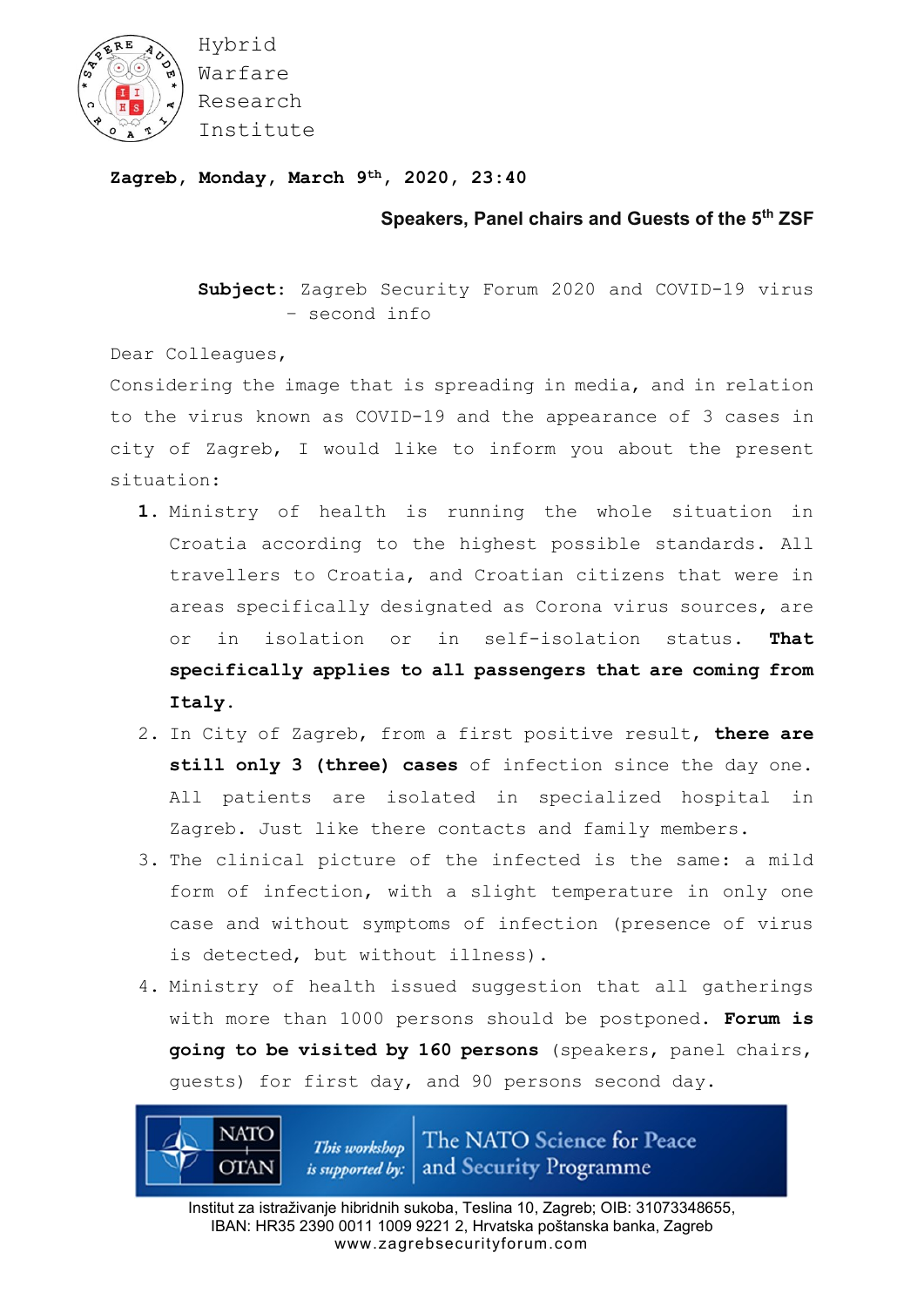Hybrid
Warfare
Research
Institute

**Zagreb, Monday, March 9th, 2020, 23:40**

**Speakers, Panel chairs and Guests of the 5th ZSF**

**Subject:** Zagreb Security Forum 2020 and COVID-19 virus – second info

Dear Colleagues,

Considering the image that is spreading in media, and in relation to the virus known as COVID-19 and the appearance of 3 cases in city of Zagreb, I would like to inform you about the present situation:

1. Ministry of health is running the whole situation in Croatia according to the highest possible standards. All travellers to Croatia, and Croatian citizens that were in areas specifically designated as Corona virus sources, are or in isolation or in self-isolation status. **That specifically applies to all passengers that are coming from Italy.**
2. In City of Zagreb, from a first positive result, **there are still only 3 (three) cases** of infection since the day one. All patients are isolated in specialized hospital in Zagreb. Just like there contacts and family members.
3. The clinical picture of the infected is the same: a mild form of infection, with a slight temperature in only one case and without symptoms of infection (presence of virus is detected, but without illness).
4. Ministry of health issued suggestion that all gatherings with more than 1000 persons should be postponed. **Forum is going to be visited by 160 persons** (speakers, panel chairs, guests) for first day, and 90 persons second day.

NATO OTAN *This workshop is supported by:* The NATO Science for Peace and Security Programme

Institut za istraživanje hibridnih sukoba, Teslina 10, Zagreb; OIB: 31073348655,
IBAN: HR35 2390 0011 1009 9221 2, Hrvatska poštanska banka, Zagreb
www.zagrebsecurityforum.com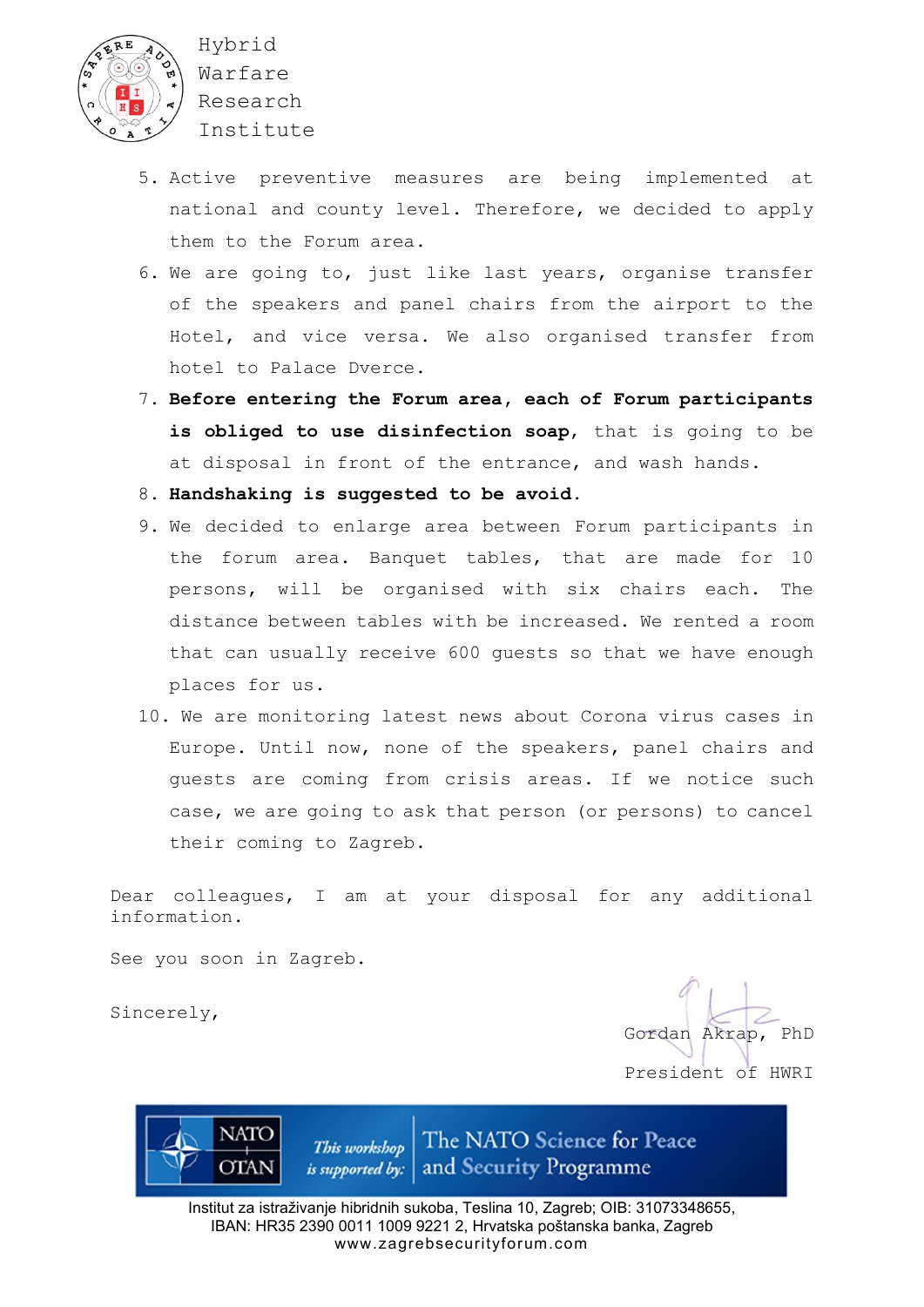5. Active preventive measures are being implemented at national and county level. Therefore, we decided to apply them to the Forum area.
6. We are going to, just like last years, organise transfer of the speakers and panel chairs from the airport to the Hotel, and vice versa. We also organised transfer from hotel to Palace Dverce.
7. **Before entering the Forum area, each of Forum participants is obliged to use disinfection soap**, that is going to be at disposal in front of the entrance, and wash hands.
8. **Handshaking is suggested to be avoid.**
9. We decided to enlarge area between Forum participants in the forum area. Banquet tables, that are made for 10 persons, will be organised with six chairs each. The distance between tables with be increased. We rented a room that can usually receive 600 guests so that we have enough places for us.
10. We are monitoring latest news about Corona virus cases in Europe. Until now, none of the speakers, panel chairs and guests are coming from crisis areas. If we notice such case, we are going to ask that person (or persons) to cancel their coming to Zagreb.

Dear colleagues, I am at your disposal for any additional information.

See you soon in Zagreb.

Sincerely,

Gordan Akrap, PhD

President of HWRI

NATO OTAN *This workshop is supported by:* The NATO Science for Peace and Security Programme

Institut za istraživanje hibridnih sukoba, Teslina 10, Zagreb; OIB: 31073348655, IBAN: HR35 2390 0011 1009 9221 2, Hrvatska poštanska banka, Zagreb
www.zagrebsecurityforum.com